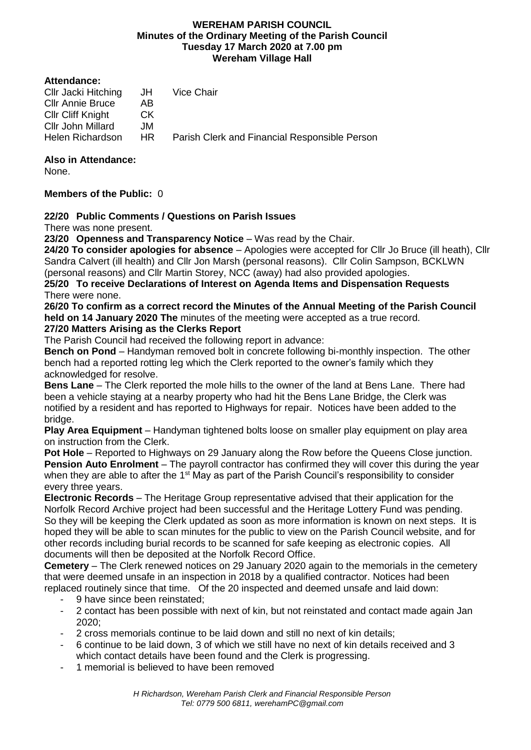# WEREHAM PARISH COUNCIL
## Minutes of the Ordinary Meeting of the Parish Council
## Tuesday 17 March 2020 at 7.00 pm
## Wereham Village Hall

**Attendance:**

| | | |
|---|---|---|
| Cllr Jacki Hitching | JH | Vice Chair |
| Cllr Annie Bruce | AB | |
| Cllr Cliff Knight | CK | |
| Cllr John Millard | JM | |
| Helen Richardson | HR | Parish Clerk and Financial Responsible Person |

**Also in Attendance:**
None.

**Members of the Public:** 0

**22/20 Public Comments / Questions on Parish Issues**
There was none present.

**23/20 Openness and Transparency Notice** – Was read by the Chair.

**24/20 To consider apologies for absence** – Apologies were accepted for Cllr Jo Bruce (ill heath), Cllr Sandra Calvert (ill health) and Cllr Jon Marsh (personal reasons). Cllr Colin Sampson, BCKLWN (personal reasons) and Cllr Martin Storey, NCC (away) had also provided apologies.

**25/20 To receive Declarations of Interest on Agenda Items and Dispensation Requests**
There were none.

**26/20 To confirm as a correct record the Minutes of the Annual Meeting of the Parish Council held on 14 January 2020 The** minutes of the meeting were accepted as a true record.

**27/20 Matters Arising as the Clerks Report**
The Parish Council had received the following report in advance:

**Bench on Pond** – Handyman removed bolt in concrete following bi-monthly inspection. The other bench had a reported rotting leg which the Clerk reported to the owner's family which they acknowledged for resolve.

**Bens Lane** – The Clerk reported the mole hills to the owner of the land at Bens Lane. There had been a vehicle staying at a nearby property who had hit the Bens Lane Bridge, the Clerk was notified by a resident and has reported to Highways for repair. Notices have been added to the bridge.

**Play Area Equipment** – Handyman tightened bolts loose on smaller play equipment on play area on instruction from the Clerk.

**Pot Hole** – Reported to Highways on 29 January along the Row before the Queens Close junction.

**Pension Auto Enrolment** – The payroll contractor has confirmed they will cover this during the year when they are able to after the 1st May as part of the Parish Council's responsibility to consider every three years.

**Electronic Records** – The Heritage Group representative advised that their application for the Norfolk Record Archive project had been successful and the Heritage Lottery Fund was pending. So they will be keeping the Clerk updated as soon as more information is known on next steps. It is hoped they will be able to scan minutes for the public to view on the Parish Council website, and for other records including burial records to be scanned for safe keeping as electronic copies. All documents will then be deposited at the Norfolk Record Office.

**Cemetery** – The Clerk renewed notices on 29 January 2020 again to the memorials in the cemetery that were deemed unsafe in an inspection in 2018 by a qualified contractor. Notices had been replaced routinely since that time. Of the 20 inspected and deemed unsafe and laid down:

- 9 have since been reinstated;
- 2 contact has been possible with next of kin, but not reinstated and contact made again Jan 2020;
- 2 cross memorials continue to be laid down and still no next of kin details;
- 6 continue to be laid down, 3 of which we still have no next of kin details received and 3 which contact details have been found and the Clerk is progressing.
- 1 memorial is believed to have been removed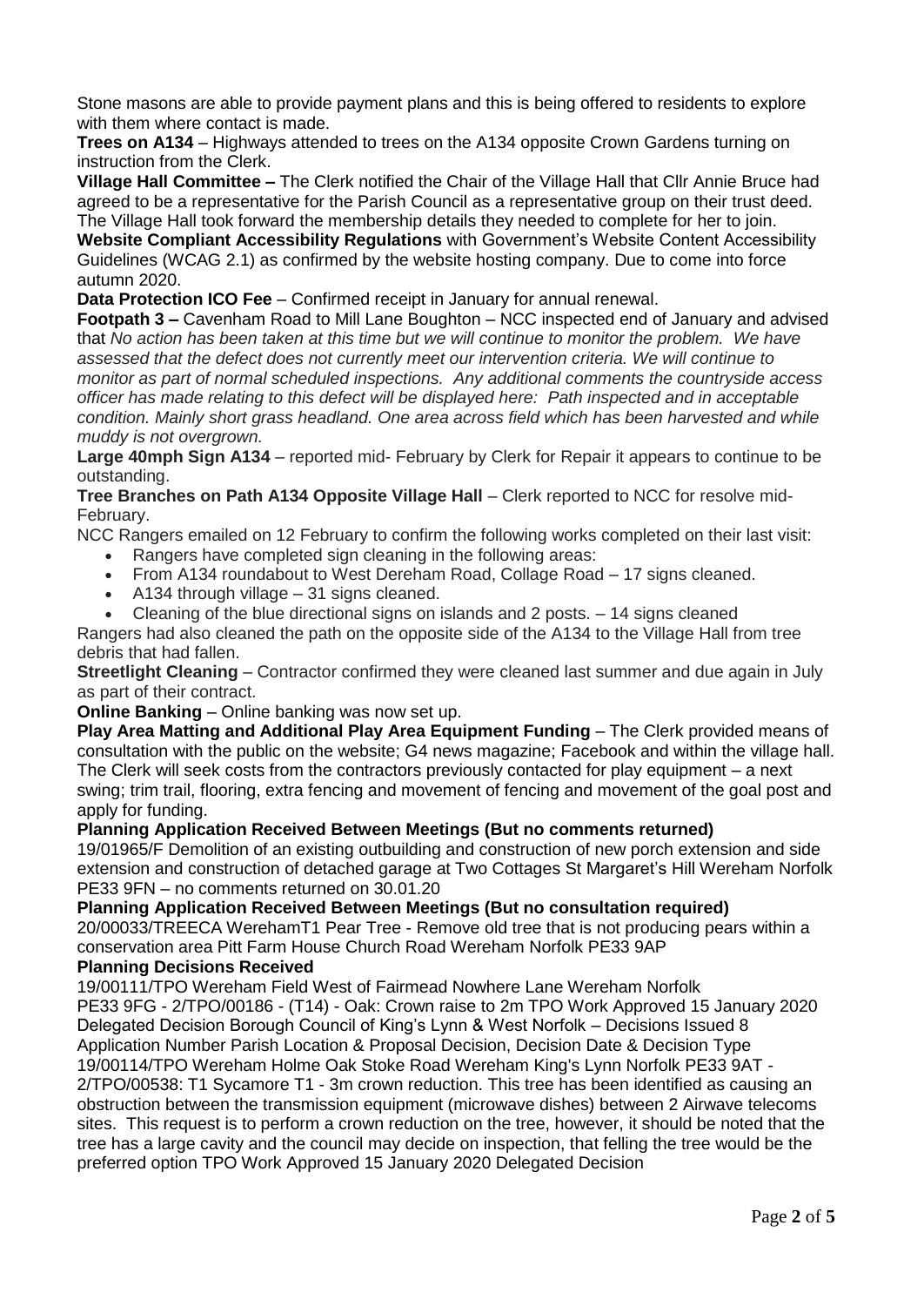Stone masons are able to provide payment plans and this is being offered to residents to explore with them where contact is made.

**Trees on A134** – Highways attended to trees on the A134 opposite Crown Gardens turning on instruction from the Clerk.

**Village Hall Committee –** The Clerk notified the Chair of the Village Hall that Cllr Annie Bruce had agreed to be a representative for the Parish Council as a representative group on their trust deed. The Village Hall took forward the membership details they needed to complete for her to join.

**Website Compliant Accessibility Regulations** with Government's Website Content Accessibility Guidelines (WCAG 2.1) as confirmed by the website hosting company. Due to come into force autumn 2020.

**Data Protection ICO Fee** – Confirmed receipt in January for annual renewal.

**Footpath 3 –** Cavenham Road to Mill Lane Boughton – NCC inspected end of January and advised that *No action has been taken at this time but we will continue to monitor the problem. We have assessed that the defect does not currently meet our intervention criteria. We will continue to monitor as part of normal scheduled inspections. Any additional comments the countryside access officer has made relating to this defect will be displayed here: Path inspected and in acceptable condition. Mainly short grass headland. One area across field which has been harvested and while muddy is not overgrown.*

**Large 40mph Sign A134** – reported mid- February by Clerk for Repair it appears to continue to be outstanding.

**Tree Branches on Path A134 Opposite Village Hall** – Clerk reported to NCC for resolve mid-February.

NCC Rangers emailed on 12 February to confirm the following works completed on their last visit:

- Rangers have completed sign cleaning in the following areas:
- From A134 roundabout to West Dereham Road, Collage Road – 17 signs cleaned.
- A134 through village – 31 signs cleaned.
- Cleaning of the blue directional signs on islands and 2 posts. – 14 signs cleaned

Rangers had also cleaned the path on the opposite side of the A134 to the Village Hall from tree debris that had fallen.

**Streetlight Cleaning** – Contractor confirmed they were cleaned last summer and due again in July as part of their contract.

**Online Banking** – Online banking was now set up.

**Play Area Matting and Additional Play Area Equipment Funding** – The Clerk provided means of consultation with the public on the website; G4 news magazine; Facebook and within the village hall. The Clerk will seek costs from the contractors previously contacted for play equipment – a next swing; trim trail, flooring, extra fencing and movement of fencing and movement of the goal post and apply for funding.

**Planning Application Received Between Meetings (But no comments returned)**

19/01965/F Demolition of an existing outbuilding and construction of new porch extension and side extension and construction of detached garage at Two Cottages St Margaret's Hill Wereham Norfolk PE33 9FN – no comments returned on 30.01.20

**Planning Application Received Between Meetings (But no consultation required)**

20/00033/TREECA WerehamT1 Pear Tree - Remove old tree that is not producing pears within a conservation area Pitt Farm House Church Road Wereham Norfolk PE33 9AP

**Planning Decisions Received**

19/00111/TPO Wereham Field West of Fairmead Nowhere Lane Wereham Norfolk PE33 9FG - 2/TPO/00186 - (T14) - Oak: Crown raise to 2m TPO Work Approved 15 January 2020 Delegated Decision Borough Council of King's Lynn & West Norfolk – Decisions Issued 8 Application Number Parish Location & Proposal Decision, Decision Date & Decision Type 19/00114/TPO Wereham Holme Oak Stoke Road Wereham King's Lynn Norfolk PE33 9AT - 2/TPO/00538: T1 Sycamore T1 - 3m crown reduction. This tree has been identified as causing an obstruction between the transmission equipment (microwave dishes) between 2 Airwave telecoms sites. This request is to perform a crown reduction on the tree, however, it should be noted that the tree has a large cavity and the council may decide on inspection, that felling the tree would be the preferred option TPO Work Approved 15 January 2020 Delegated Decision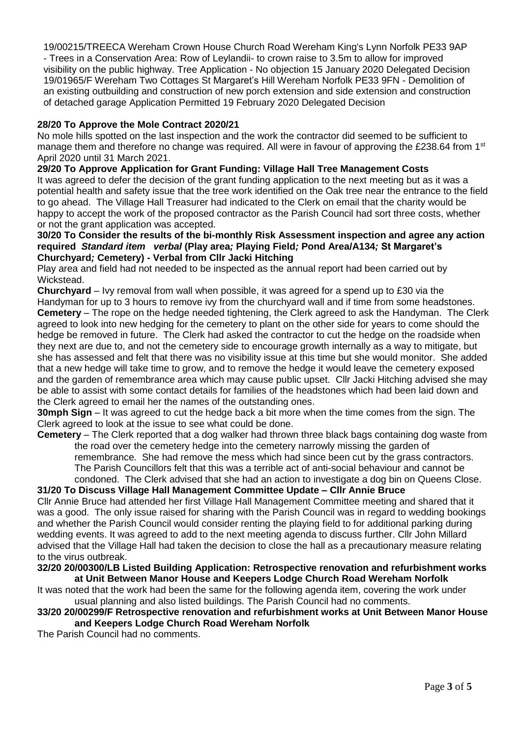19/00215/TREECA Wereham Crown House Church Road Wereham King's Lynn Norfolk PE33 9AP - Trees in a Conservation Area: Row of Leylandii- to crown raise to 3.5m to allow for improved visibility on the public highway. Tree Application - No objection 15 January 2020 Delegated Decision 19/01965/F Wereham Two Cottages St Margaret's Hill Wereham Norfolk PE33 9FN - Demolition of an existing outbuilding and construction of new porch extension and side extension and construction of detached garage Application Permitted 19 February 2020 Delegated Decision

**28/20 To Approve the Mole Contract 2020/21**

No mole hills spotted on the last inspection and the work the contractor did seemed to be sufficient to manage them and therefore no change was required. All were in favour of approving the £238.64 from 1st April 2020 until 31 March 2021.

**29/20 To Approve Application for Grant Funding: Village Hall Tree Management Costs**

It was agreed to defer the decision of the grant funding application to the next meeting but as it was a potential health and safety issue that the tree work identified on the Oak tree near the entrance to the field to go ahead. The Village Hall Treasurer had indicated to the Clerk on email that the charity would be happy to accept the work of the proposed contractor as the Parish Council had sort three costs, whether or not the grant application was accepted.

**30/20 To Consider the results of the bi-monthly Risk Assessment inspection and agree any action required *Standard item verbal* (Play area*;* Playing Field*;* Pond Area/A134*;* St Margaret's Churchyard*;* Cemetery) - Verbal from Cllr Jacki Hitching**

Play area and field had not needed to be inspected as the annual report had been carried out by Wickstead.

**Churchyard** – Ivy removal from wall when possible, it was agreed for a spend up to £30 via the Handyman for up to 3 hours to remove ivy from the churchyard wall and if time from some headstones.

**Cemetery** – The rope on the hedge needed tightening, the Clerk agreed to ask the Handyman. The Clerk agreed to look into new hedging for the cemetery to plant on the other side for years to come should the hedge be removed in future. The Clerk had asked the contractor to cut the hedge on the roadside when they next are due to, and not the cemetery side to encourage growth internally as a way to mitigate, but she has assessed and felt that there was no visibility issue at this time but she would monitor. She added that a new hedge will take time to grow, and to remove the hedge it would leave the cemetery exposed and the garden of remembrance area which may cause public upset. Cllr Jacki Hitching advised she may be able to assist with some contact details for families of the headstones which had been laid down and the Clerk agreed to email her the names of the outstanding ones.

**30mph Sign** – It was agreed to cut the hedge back a bit more when the time comes from the sign. The Clerk agreed to look at the issue to see what could be done.

**Cemetery** – The Clerk reported that a dog walker had thrown three black bags containing dog waste from the road over the cemetery hedge into the cemetery narrowly missing the garden of remembrance. She had remove the mess which had since been cut by the grass contractors. The Parish Councillors felt that this was a terrible act of anti-social behaviour and cannot be condoned. The Clerk advised that she had an action to investigate a dog bin on Queens Close.

**31/20 To Discuss Village Hall Management Committee Update – Cllr Annie Bruce**

Cllr Annie Bruce had attended her first Village Hall Management Committee meeting and shared that it was a good. The only issue raised for sharing with the Parish Council was in regard to wedding bookings and whether the Parish Council would consider renting the playing field to for additional parking during wedding events. It was agreed to add to the next meeting agenda to discuss further. Cllr John Millard advised that the Village Hall had taken the decision to close the hall as a precautionary measure relating to the virus outbreak.

**32/20 20/00300/LB Listed Building Application: Retrospective renovation and refurbishment works at Unit Between Manor House and Keepers Lodge Church Road Wereham Norfolk**

It was noted that the work had been the same for the following agenda item, covering the work under usual planning and also listed buildings. The Parish Council had no comments.

**33/20 20/00299/F Retrospective renovation and refurbishment works at Unit Between Manor House and Keepers Lodge Church Road Wereham Norfolk**

The Parish Council had no comments.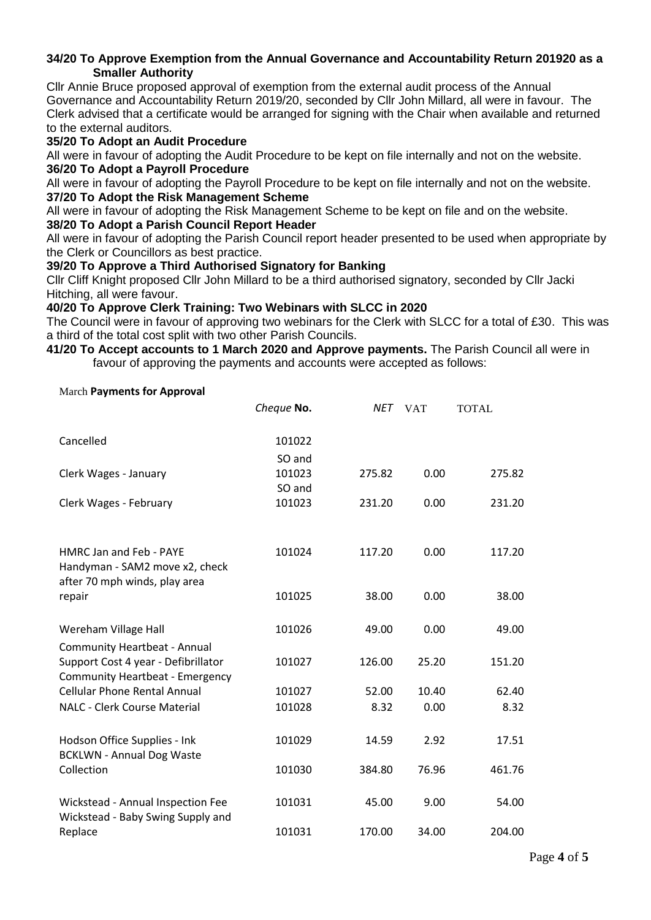### 34/20 To Approve Exemption from the Annual Governance and Accountability Return 201920 as a Smaller Authority

Cllr Annie Bruce proposed approval of exemption from the external audit process of the Annual Governance and Accountability Return 2019/20, seconded by Cllr John Millard, all were in favour. The Clerk advised that a certificate would be arranged for signing with the Chair when available and returned to the external auditors.

### 35/20 To Adopt an Audit Procedure

All were in favour of adopting the Audit Procedure to be kept on file internally and not on the website.

### 36/20 To Adopt a Payroll Procedure

All were in favour of adopting the Payroll Procedure to be kept on file internally and not on the website.

### 37/20 To Adopt the Risk Management Scheme

All were in favour of adopting the Risk Management Scheme to be kept on file and on the website.

### 38/20 To Adopt a Parish Council Report Header

All were in favour of adopting the Parish Council report header presented to be used when appropriate by the Clerk or Councillors as best practice.

### 39/20 To Approve a Third Authorised Signatory for Banking

Cllr Cliff Knight proposed Cllr John Millard to be a third authorised signatory, seconded by Cllr Jacki Hitching, all were favour.

### 40/20 To Approve Clerk Training: Two Webinars with SLCC in 2020

The Council were in favour of approving two webinars for the Clerk with SLCC for a total of £30. This was a third of the total cost split with two other Parish Councils.

**41/20 To Accept accounts to 1 March 2020 and Approve payments.** The Parish Council all were in favour of approving the payments and accounts were accepted as follows:

March **Payments for Approval**

| | *Cheque* **No.** | *NET* | VAT | TOTAL |
|---|---|---|---|---|
| Cancelled | 101022 | | | |
| Clerk Wages - January | SO and 101023 | 275.82 | 0.00 | 275.82 |
| Clerk Wages - February | SO and 101023 | 231.20 | 0.00 | 231.20 |
| HMRC Jan and Feb - PAYE | 101024 | 117.20 | 0.00 | 117.20 |
| Handyman - SAM2 move x2, check after 70 mph winds, play area repair | 101025 | 38.00 | 0.00 | 38.00 |
| Wereham Village Hall | 101026 | 49.00 | 0.00 | 49.00 |
| Community Heartbeat - Annual Support Cost 4 year - Defibrillator | 101027 | 126.00 | 25.20 | 151.20 |
| Community Heartbeat - Emergency Cellular Phone Rental Annual | 101027 | 52.00 | 10.40 | 62.40 |
| NALC - Clerk Course Material | 101028 | 8.32 | 0.00 | 8.32 |
| Hodson Office Supplies - Ink | 101029 | 14.59 | 2.92 | 17.51 |
| BCKLWN - Annual Dog Waste Collection | 101030 | 384.80 | 76.96 | 461.76 |
| Wickstead - Annual Inspection Fee | 101031 | 45.00 | 9.00 | 54.00 |
| Wickstead - Baby Swing Supply and Replace | 101031 | 170.00 | 34.00 | 204.00 |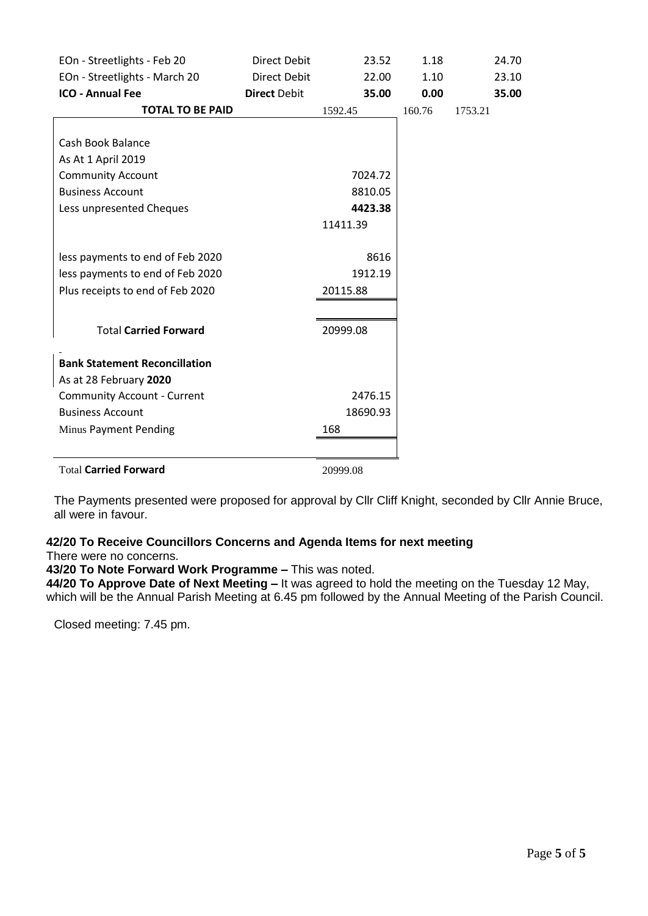| | | | | |
|---|---|---|---|---|
| EOn - Streetlights - Feb 20 | Direct Debit | 23.52 | 1.18 | 24.70 |
| EOn - Streetlights - March 20 | Direct Debit | 22.00 | 1.10 | 23.10 |
| **ICO - Annual Fee** | **Direct** Debit | **35.00** | **0.00** | **35.00** |
| **TOTAL TO BE PAID** | | 1592.45 | 160.76 | 1753.21 |

| | |
|---|---|
| Cash Book Balance | |
| As At 1 April 2019 | |
| Community Account | 7024.72 |
| Business Account | 8810.05 |
| Less unpresented Cheques | **4423.38** |
| | 11411.39 |
| less payments to end of Feb 2020 | 8616 |
| less payments to end of Feb 2020 | 1912.19 |
| Plus receipts to end of Feb 2020 | 20115.88 |
| Total **Carried Forward** | 20999.08 |
| **Bank Statement Reconciliation** | |
| As at 28 February **2020** | |
| Community Account - Current | 2476.15 |
| Business Account | 18690.93 |
| Minus Payment Pending | 168 |
| Total **Carried Forward** | 20999.08 |

The Payments presented were proposed for approval by Cllr Cliff Knight, seconded by Cllr Annie Bruce, all were in favour.

**42/20 To Receive Councillors Concerns and Agenda Items for next meeting**

There were no concerns.

**43/20 To Note Forward Work Programme –** This was noted.

**44/20 To Approve Date of Next Meeting –** It was agreed to hold the meeting on the Tuesday 12 May, which will be the Annual Parish Meeting at 6.45 pm followed by the Annual Meeting of the Parish Council.

Closed meeting: 7.45 pm.